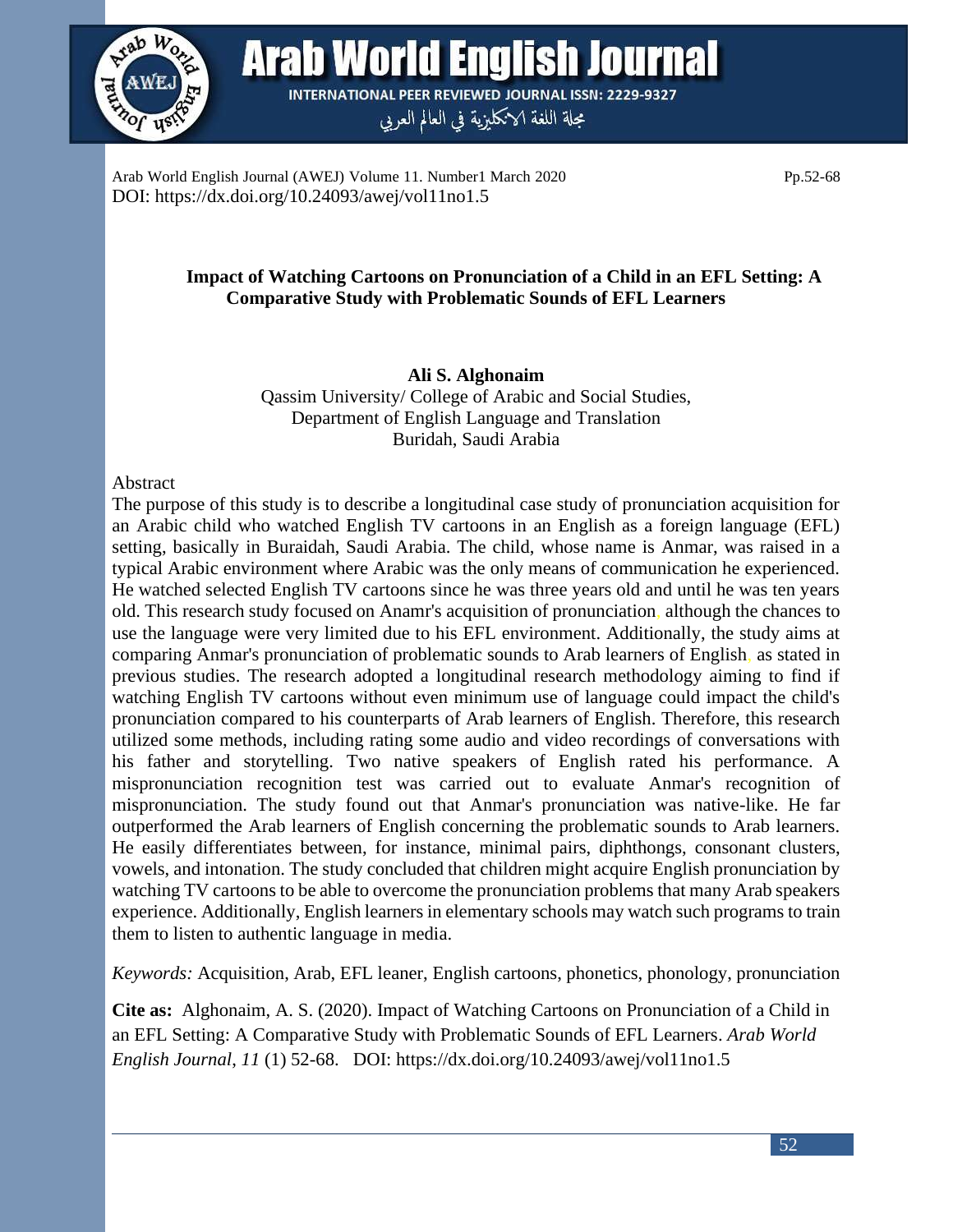# Impact of Watching Cartoons on Pronunciation of a Child in an EFL Setting: A Comparative Study with Problematic Sounds of EFL Learners

**Ali S. Alghonaim**

Qassim University/ College of Arabic and Social Studies,
Department of English Language and Translation
Buridah, Saudi Arabia

## Abstract

The purpose of this study is to describe a longitudinal case study of pronunciation acquisition for an Arabic child who watched English TV cartoons in an English as a foreign language (EFL) setting, basically in Buraidah, Saudi Arabia. The child, whose name is Anmar, was raised in a typical Arabic environment where Arabic was the only means of communication he experienced. He watched selected English TV cartoons since he was three years old and until he was ten years old. This research study focused on Anamr's acquisition of pronunciation, although the chances to use the language were very limited due to his EFL environment. Additionally, the study aims at comparing Anmar's pronunciation of problematic sounds to Arab learners of English, as stated in previous studies. The research adopted a longitudinal research methodology aiming to find if watching English TV cartoons without even minimum use of language could impact the child's pronunciation compared to his counterparts of Arab learners of English. Therefore, this research utilized some methods, including rating some audio and video recordings of conversations with his father and storytelling. Two native speakers of English rated his performance. A mispronunciation recognition test was carried out to evaluate Anmar's recognition of mispronunciation. The study found out that Anmar's pronunciation was native-like. He far outperformed the Arab learners of English concerning the problematic sounds to Arab learners. He easily differentiates between, for instance, minimal pairs, diphthongs, consonant clusters, vowels, and intonation. The study concluded that children might acquire English pronunciation by watching TV cartoons to be able to overcome the pronunciation problems that many Arab speakers experience. Additionally, English learners in elementary schools may watch such programs to train them to listen to authentic language in media.

*Keywords:* Acquisition, Arab, EFL leaner, English cartoons, phonetics, phonology, pronunciation

**Cite as:** Alghonaim, A. S. (2020). Impact of Watching Cartoons on Pronunciation of a Child in an EFL Setting: A Comparative Study with Problematic Sounds of EFL Learners. *Arab World English Journal*, *11* (1) 52-68. DOI: https://dx.doi.org/10.24093/awej/vol11no1.5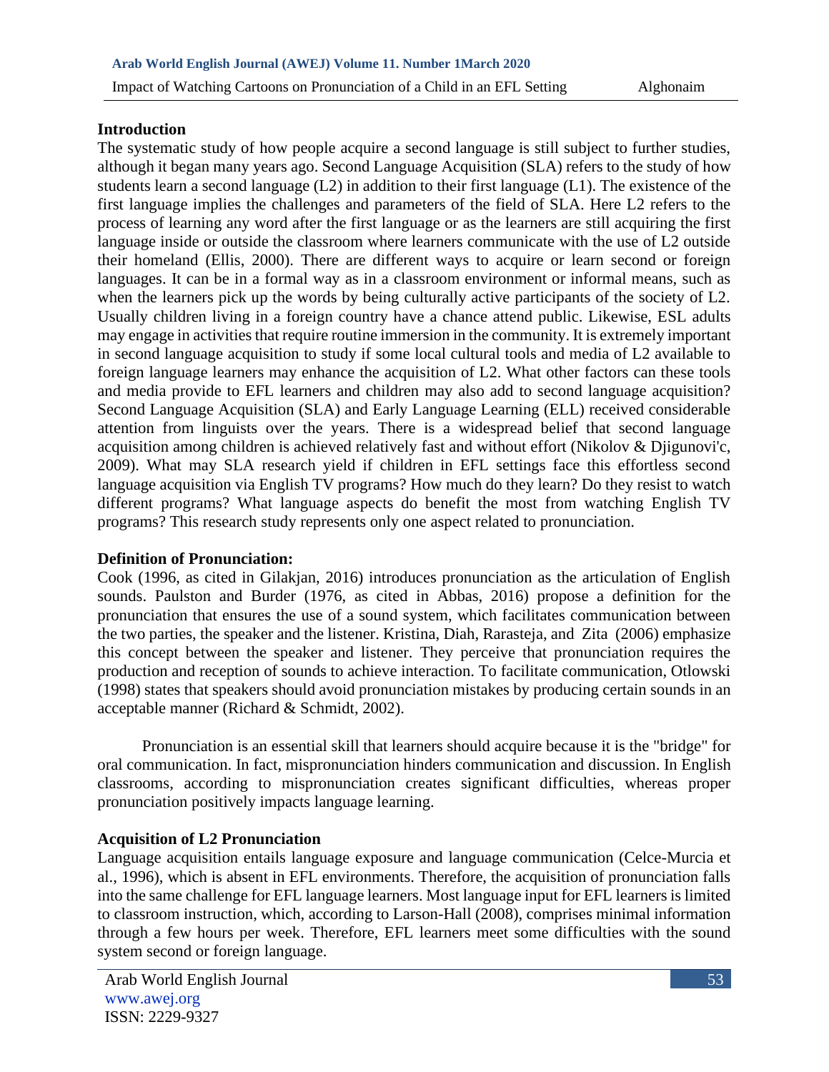## Introduction

The systematic study of how people acquire a second language is still subject to further studies, although it began many years ago. Second Language Acquisition (SLA) refers to the study of how students learn a second language (L2) in addition to their first language (L1). The existence of the first language implies the challenges and parameters of the field of SLA. Here L2 refers to the process of learning any word after the first language or as the learners are still acquiring the first language inside or outside the classroom where learners communicate with the use of L2 outside their homeland (Ellis, 2000). There are different ways to acquire or learn second or foreign languages. It can be in a formal way as in a classroom environment or informal means, such as when the learners pick up the words by being culturally active participants of the society of L2. Usually children living in a foreign country have a chance attend public. Likewise, ESL adults may engage in activities that require routine immersion in the community. It is extremely important in second language acquisition to study if some local cultural tools and media of L2 available to foreign language learners may enhance the acquisition of L2. What other factors can these tools and media provide to EFL learners and children may also add to second language acquisition? Second Language Acquisition (SLA) and Early Language Learning (ELL) received considerable attention from linguists over the years. There is a widespread belief that second language acquisition among children is achieved relatively fast and without effort (Nikolov & Djigunovi'c, 2009). What may SLA research yield if children in EFL settings face this effortless second language acquisition via English TV programs? How much do they learn? Do they resist to watch different programs? What language aspects do benefit the most from watching English TV programs? This research study represents only one aspect related to pronunciation.

## Definition of Pronunciation:

Cook (1996, as cited in Gilakjan, 2016) introduces pronunciation as the articulation of English sounds. Paulston and Burder (1976, as cited in Abbas, 2016) propose a definition for the pronunciation that ensures the use of a sound system, which facilitates communication between the two parties, the speaker and the listener. Kristina, Diah, Rarasteja, and Zita (2006) emphasize this concept between the speaker and listener. They perceive that pronunciation requires the production and reception of sounds to achieve interaction. To facilitate communication, Otlowski (1998) states that speakers should avoid pronunciation mistakes by producing certain sounds in an acceptable manner (Richard & Schmidt, 2002).

Pronunciation is an essential skill that learners should acquire because it is the "bridge" for oral communication. In fact, mispronunciation hinders communication and discussion. In English classrooms, according to mispronunciation creates significant difficulties, whereas proper pronunciation positively impacts language learning.

## Acquisition of L2 Pronunciation

Language acquisition entails language exposure and language communication (Celce-Murcia et al., 1996), which is absent in EFL environments. Therefore, the acquisition of pronunciation falls into the same challenge for EFL language learners. Most language input for EFL learners is limited to classroom instruction, which, according to Larson-Hall (2008), comprises minimal information through a few hours per week. Therefore, EFL learners meet some difficulties with the sound system second or foreign language.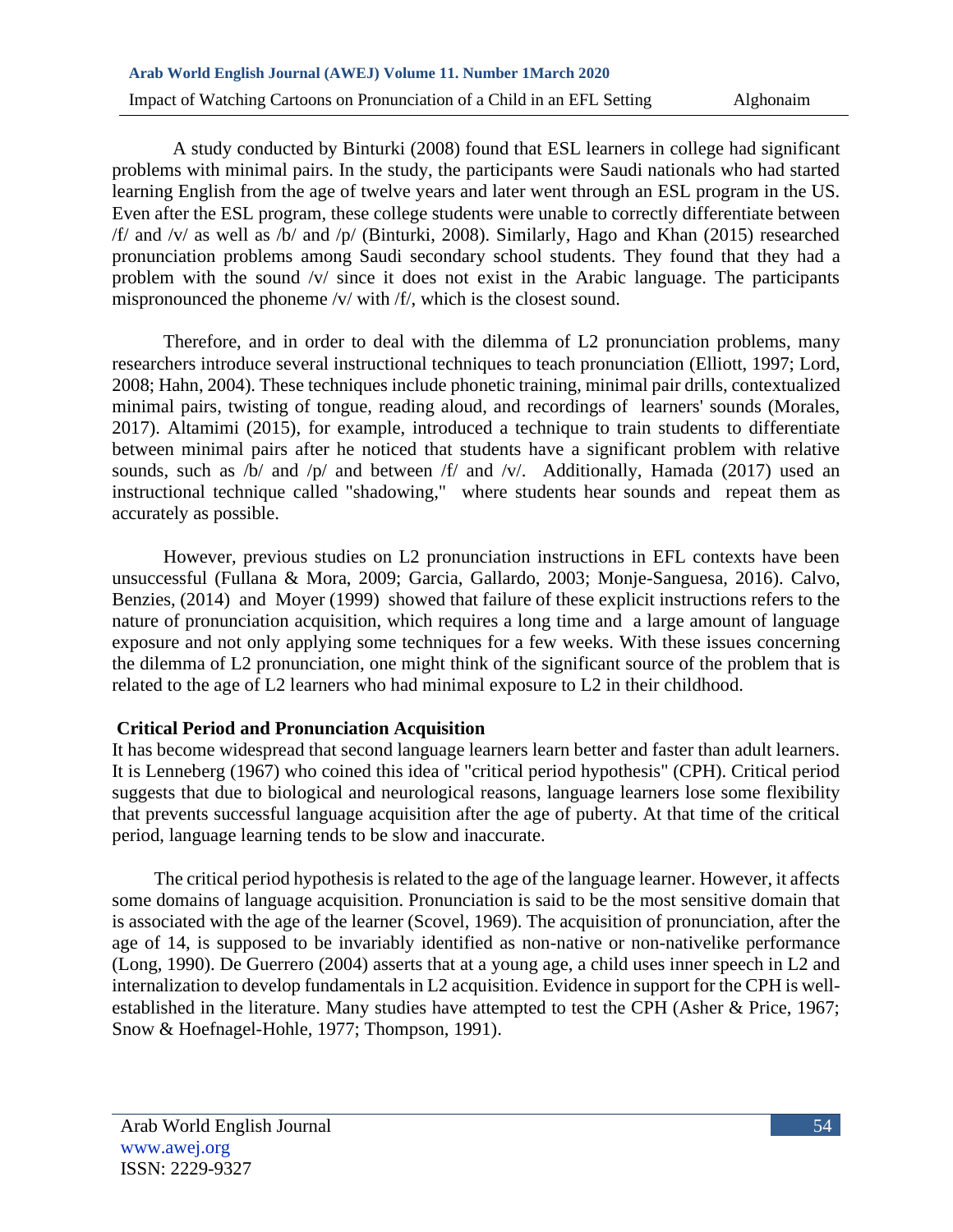A study conducted by Binturki (2008) found that ESL learners in college had significant problems with minimal pairs. In the study, the participants were Saudi nationals who had started learning English from the age of twelve years and later went through an ESL program in the US. Even after the ESL program, these college students were unable to correctly differentiate between /f/ and /v/ as well as /b/ and /p/ (Binturki, 2008). Similarly, Hago and Khan (2015) researched pronunciation problems among Saudi secondary school students. They found that they had a problem with the sound /v/ since it does not exist in the Arabic language. The participants mispronounced the phoneme /v/ with /f/, which is the closest sound.

Therefore, and in order to deal with the dilemma of L2 pronunciation problems, many researchers introduce several instructional techniques to teach pronunciation (Elliott, 1997; Lord, 2008; Hahn, 2004). These techniques include phonetic training, minimal pair drills, contextualized minimal pairs, twisting of tongue, reading aloud, and recordings of learners' sounds (Morales, 2017). Altamimi (2015), for example, introduced a technique to train students to differentiate between minimal pairs after he noticed that students have a significant problem with relative sounds, such as /b/ and /p/ and between /f/ and /v/. Additionally, Hamada (2017) used an instructional technique called "shadowing," where students hear sounds and repeat them as accurately as possible.

However, previous studies on L2 pronunciation instructions in EFL contexts have been unsuccessful (Fullana & Mora, 2009; Garcia, Gallardo, 2003; Monje-Sanguesa, 2016). Calvo, Benzies, (2014) and Moyer (1999) showed that failure of these explicit instructions refers to the nature of pronunciation acquisition, which requires a long time and a large amount of language exposure and not only applying some techniques for a few weeks. With these issues concerning the dilemma of L2 pronunciation, one might think of the significant source of the problem that is related to the age of L2 learners who had minimal exposure to L2 in their childhood.

## Critical Period and Pronunciation Acquisition

It has become widespread that second language learners learn better and faster than adult learners. It is Lenneberg (1967) who coined this idea of "critical period hypothesis" (CPH). Critical period suggests that due to biological and neurological reasons, language learners lose some flexibility that prevents successful language acquisition after the age of puberty. At that time of the critical period, language learning tends to be slow and inaccurate.

The critical period hypothesis is related to the age of the language learner. However, it affects some domains of language acquisition. Pronunciation is said to be the most sensitive domain that is associated with the age of the learner (Scovel, 1969). The acquisition of pronunciation, after the age of 14, is supposed to be invariably identified as non-native or non-nativelike performance (Long, 1990). De Guerrero (2004) asserts that at a young age, a child uses inner speech in L2 and internalization to develop fundamentals in L2 acquisition. Evidence in support for the CPH is well-established in the literature. Many studies have attempted to test the CPH (Asher & Price, 1967; Snow & Hoefnagel-Hohle, 1977; Thompson, 1991).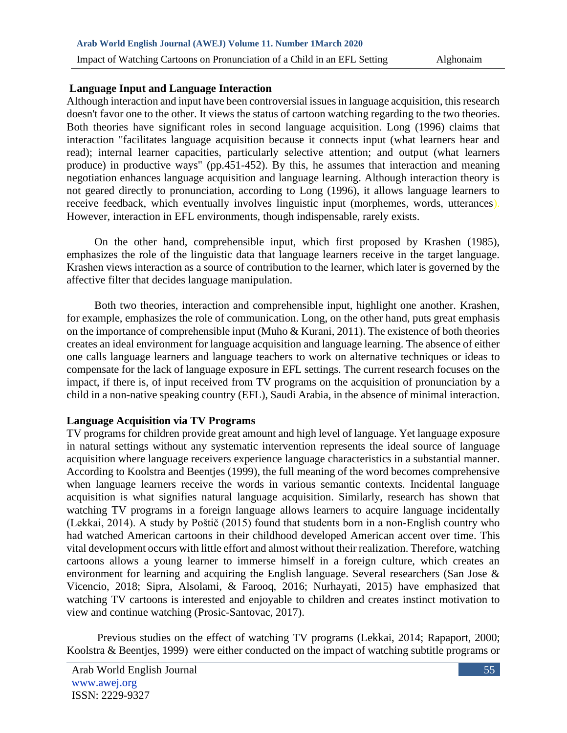## Language Input and Language Interaction

Although interaction and input have been controversial issues in language acquisition, this research doesn't favor one to the other. It views the status of cartoon watching regarding to the two theories. Both theories have significant roles in second language acquisition. Long (1996) claims that interaction "facilitates language acquisition because it connects input (what learners hear and read); internal learner capacities, particularly selective attention; and output (what learners produce) in productive ways" (pp.451-452). By this, he assumes that interaction and meaning negotiation enhances language acquisition and language learning. Although interaction theory is not geared directly to pronunciation, according to Long (1996), it allows language learners to receive feedback, which eventually involves linguistic input (morphemes, words, utterances). However, interaction in EFL environments, though indispensable, rarely exists.

On the other hand, comprehensible input, which first proposed by Krashen (1985), emphasizes the role of the linguistic data that language learners receive in the target language. Krashen views interaction as a source of contribution to the learner, which later is governed by the affective filter that decides language manipulation.

Both two theories, interaction and comprehensible input, highlight one another. Krashen, for example, emphasizes the role of communication. Long, on the other hand, puts great emphasis on the importance of comprehensible input (Muho & Kurani, 2011). The existence of both theories creates an ideal environment for language acquisition and language learning. The absence of either one calls language learners and language teachers to work on alternative techniques or ideas to compensate for the lack of language exposure in EFL settings. The current research focuses on the impact, if there is, of input received from TV programs on the acquisition of pronunciation by a child in a non-native speaking country (EFL), Saudi Arabia, in the absence of minimal interaction.

## Language Acquisition via TV Programs

TV programs for children provide great amount and high level of language. Yet language exposure in natural settings without any systematic intervention represents the ideal source of language acquisition where language receivers experience language characteristics in a substantial manner. According to Koolstra and Beentjes (1999), the full meaning of the word becomes comprehensive when language learners receive the words in various semantic contexts. Incidental language acquisition is what signifies natural language acquisition. Similarly, research has shown that watching TV programs in a foreign language allows learners to acquire language incidentally (Lekkai, 2014). A study by Poštič (2015) found that students born in a non-English country who had watched American cartoons in their childhood developed American accent over time. This vital development occurs with little effort and almost without their realization. Therefore, watching cartoons allows a young learner to immerse himself in a foreign culture, which creates an environment for learning and acquiring the English language. Several researchers (San Jose & Vicencio, 2018; Sipra, Alsolami, & Farooq, 2016; Nurhayati, 2015) have emphasized that watching TV cartoons is interested and enjoyable to children and creates instinct motivation to view and continue watching (Prosic-Santovac, 2017).

Previous studies on the effect of watching TV programs (Lekkai, 2014; Rapaport, 2000; Koolstra & Beentjes, 1999) were either conducted on the impact of watching subtitle programs or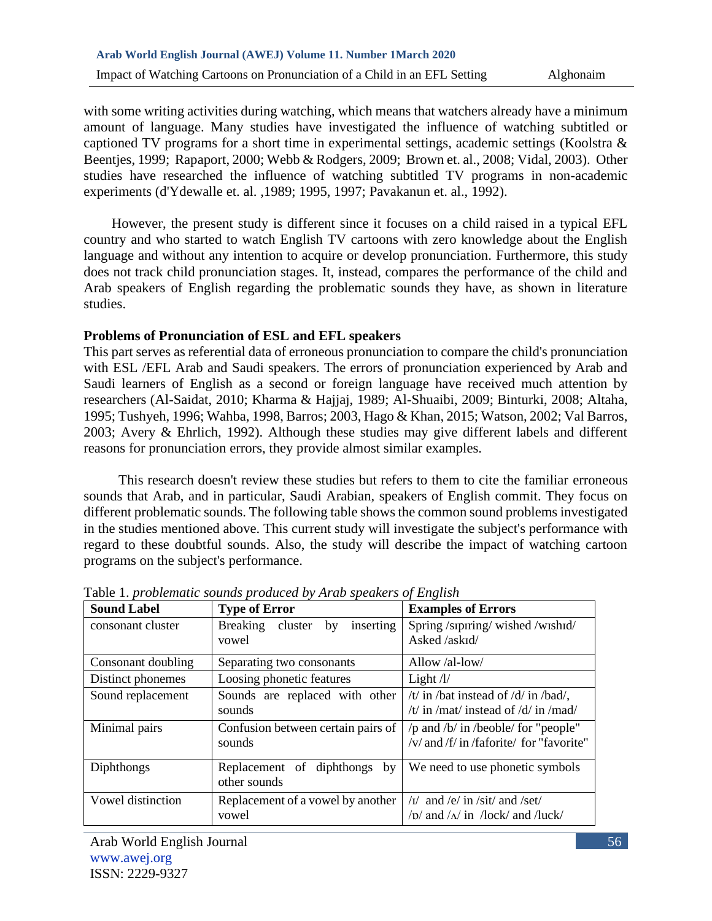with some writing activities during watching, which means that watchers already have a minimum amount of language. Many studies have investigated the influence of watching subtitled or captioned TV programs for a short time in experimental settings, academic settings (Koolstra & Beentjes, 1999; Rapaport, 2000; Webb & Rodgers, 2009; Brown et. al., 2008; Vidal, 2003). Other studies have researched the influence of watching subtitled TV programs in non-academic experiments (d'Ydewalle et. al. ,1989; 1995, 1997; Pavakanun et. al., 1992).

However, the present study is different since it focuses on a child raised in a typical EFL country and who started to watch English TV cartoons with zero knowledge about the English language and without any intention to acquire or develop pronunciation. Furthermore, this study does not track child pronunciation stages. It, instead, compares the performance of the child and Arab speakers of English regarding the problematic sounds they have, as shown in literature studies.

### Problems of Pronunciation of ESL and EFL speakers

This part serves as referential data of erroneous pronunciation to compare the child's pronunciation with ESL /EFL Arab and Saudi speakers. The errors of pronunciation experienced by Arab and Saudi learners of English as a second or foreign language have received much attention by researchers (Al-Saidat, 2010; Kharma & Hajjaj, 1989; Al-Shuaibi, 2009; Binturki, 2008; Altaha, 1995; Tushyeh, 1996; Wahba, 1998, Barros; 2003, Hago & Khan, 2015; Watson, 2002; Val Barros, 2003; Avery & Ehrlich, 1992). Although these studies may give different labels and different reasons for pronunciation errors, they provide almost similar examples.

This research doesn't review these studies but refers to them to cite the familiar erroneous sounds that Arab, and in particular, Saudi Arabian, speakers of English commit. They focus on different problematic sounds. The following table shows the common sound problems investigated in the studies mentioned above. This current study will investigate the subject's performance with regard to these doubtful sounds. Also, the study will describe the impact of watching cartoon programs on the subject's performance.

Table 1. *problematic sounds produced by Arab speakers of English*

| Sound Label | Type of Error | Examples of Errors |
|---|---|---|
| consonant cluster | Breaking cluster by inserting vowel | Spring /sıpıring/ wished /wıshıd/ Asked /askıd/ |
| Consonant doubling | Separating two consonants | Allow /al-low/ |
| Distinct phonemes | Loosing phonetic features | Light /l/ |
| Sound replacement | Sounds are replaced with other sounds | /t/ in /bat instead of /d/ in /bad/, /t/ in /mat/ instead of /d/ in /mad/ |
| Minimal pairs | Confusion between certain pairs of sounds | /p and /b/ in /beoble/ for "people" /v/ and /f/ in /faforite/ for "favorite" |
| Diphthongs | Replacement of diphthongs by other sounds | We need to use phonetic symbols |
| Vowel distinction | Replacement of a vowel by another vowel | /ɪ/ and /e/ in /sit/ and /set/ /ɒ/ and /ʌ/ in /lock/ and /luck/ |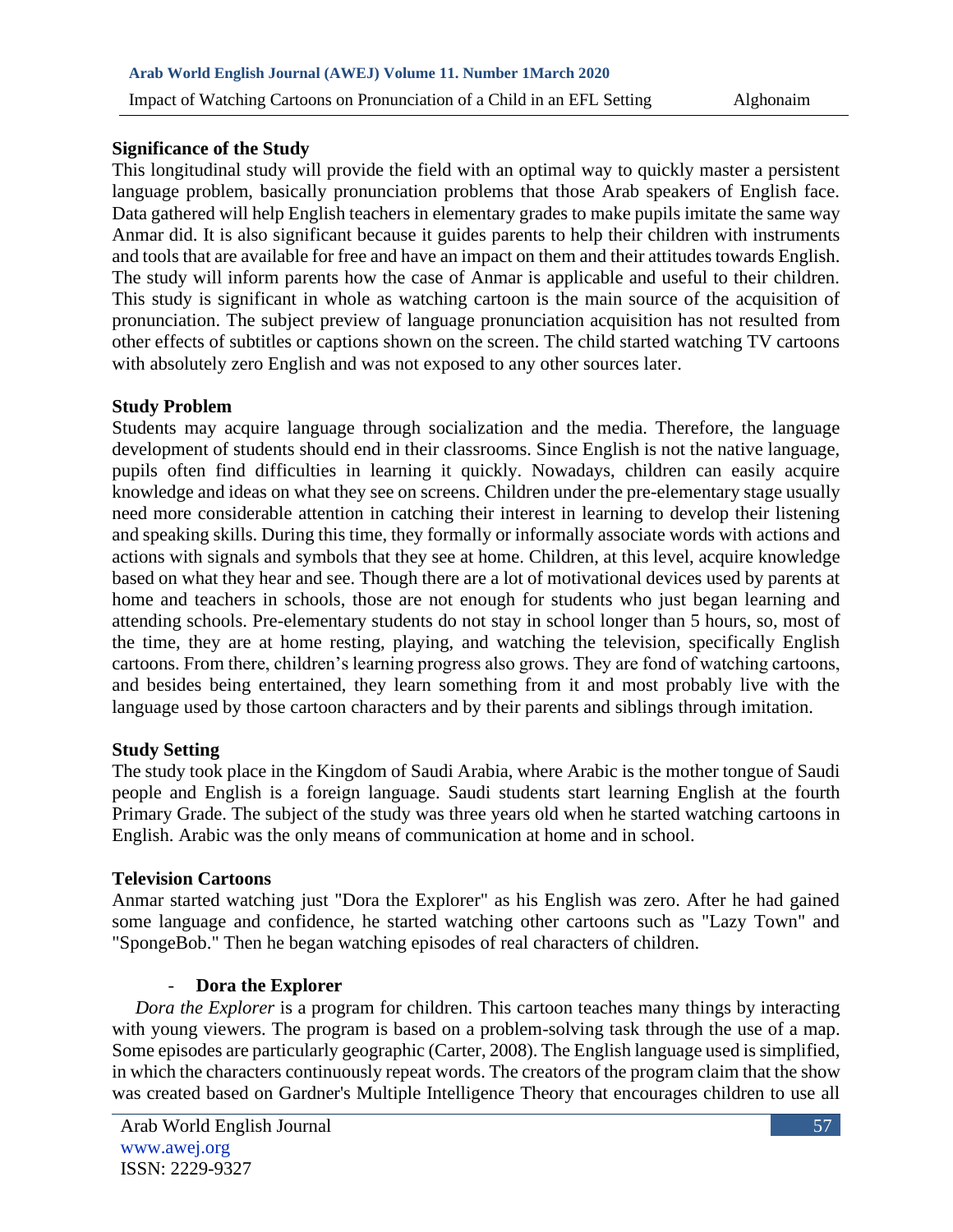## Significance of the Study

This longitudinal study will provide the field with an optimal way to quickly master a persistent language problem, basically pronunciation problems that those Arab speakers of English face. Data gathered will help English teachers in elementary grades to make pupils imitate the same way Anmar did. It is also significant because it guides parents to help their children with instruments and tools that are available for free and have an impact on them and their attitudes towards English. The study will inform parents how the case of Anmar is applicable and useful to their children. This study is significant in whole as watching cartoon is the main source of the acquisition of pronunciation. The subject preview of language pronunciation acquisition has not resulted from other effects of subtitles or captions shown on the screen. The child started watching TV cartoons with absolutely zero English and was not exposed to any other sources later.

## Study Problem

Students may acquire language through socialization and the media. Therefore, the language development of students should end in their classrooms. Since English is not the native language, pupils often find difficulties in learning it quickly. Nowadays, children can easily acquire knowledge and ideas on what they see on screens. Children under the pre-elementary stage usually need more considerable attention in catching their interest in learning to develop their listening and speaking skills. During this time, they formally or informally associate words with actions and actions with signals and symbols that they see at home. Children, at this level, acquire knowledge based on what they hear and see. Though there are a lot of motivational devices used by parents at home and teachers in schools, those are not enough for students who just began learning and attending schools. Pre-elementary students do not stay in school longer than 5 hours, so, most of the time, they are at home resting, playing, and watching the television, specifically English cartoons. From there, children's learning progress also grows. They are fond of watching cartoons, and besides being entertained, they learn something from it and most probably live with the language used by those cartoon characters and by their parents and siblings through imitation.

## Study Setting

The study took place in the Kingdom of Saudi Arabia, where Arabic is the mother tongue of Saudi people and English is a foreign language. Saudi students start learning English at the fourth Primary Grade. The subject of the study was three years old when he started watching cartoons in English. Arabic was the only means of communication at home and in school.

## Television Cartoons

Anmar started watching just "Dora the Explorer" as his English was zero. After he had gained some language and confidence, he started watching other cartoons such as "Lazy Town" and "SpongeBob." Then he began watching episodes of real characters of children.

- **Dora the Explorer**

*Dora the Explorer* is a program for children. This cartoon teaches many things by interacting with young viewers. The program is based on a problem-solving task through the use of a map. Some episodes are particularly geographic (Carter, 2008). The English language used is simplified, in which the characters continuously repeat words. The creators of the program claim that the show was created based on Gardner's Multiple Intelligence Theory that encourages children to use all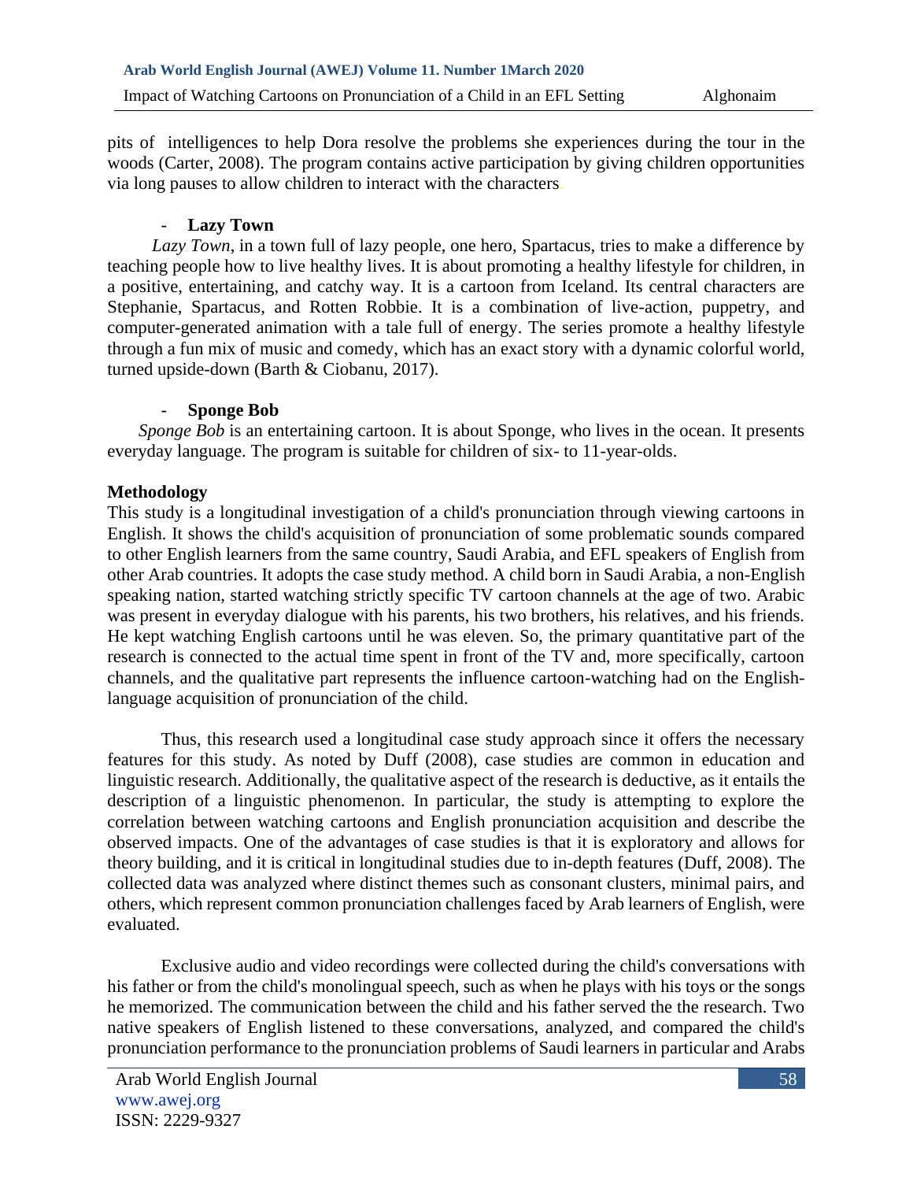pits of intelligences to help Dora resolve the problems she experiences during the tour in the woods (Carter, 2008). The program contains active participation by giving children opportunities via long pauses to allow children to interact with the characters.

- **Lazy Town**

*Lazy Town*, in a town full of lazy people, one hero, Spartacus, tries to make a difference by teaching people how to live healthy lives. It is about promoting a healthy lifestyle for children, in a positive, entertaining, and catchy way. It is a cartoon from Iceland. Its central characters are Stephanie, Spartacus, and Rotten Robbie. It is a combination of live-action, puppetry, and computer-generated animation with a tale full of energy. The series promote a healthy lifestyle through a fun mix of music and comedy, which has an exact story with a dynamic colorful world, turned upside-down (Barth & Ciobanu, 2017).

- **Sponge Bob**

*Sponge Bob* is an entertaining cartoon. It is about Sponge, who lives in the ocean. It presents everyday language. The program is suitable for children of six- to 11-year-olds.

**Methodology**

This study is a longitudinal investigation of a child's pronunciation through viewing cartoons in English. It shows the child's acquisition of pronunciation of some problematic sounds compared to other English learners from the same country, Saudi Arabia, and EFL speakers of English from other Arab countries. It adopts the case study method. A child born in Saudi Arabia, a non-English speaking nation, started watching strictly specific TV cartoon channels at the age of two. Arabic was present in everyday dialogue with his parents, his two brothers, his relatives, and his friends. He kept watching English cartoons until he was eleven. So, the primary quantitative part of the research is connected to the actual time spent in front of the TV and, more specifically, cartoon channels, and the qualitative part represents the influence cartoon-watching had on the English-language acquisition of pronunciation of the child.

Thus, this research used a longitudinal case study approach since it offers the necessary features for this study. As noted by Duff (2008), case studies are common in education and linguistic research. Additionally, the qualitative aspect of the research is deductive, as it entails the description of a linguistic phenomenon. In particular, the study is attempting to explore the correlation between watching cartoons and English pronunciation acquisition and describe the observed impacts. One of the advantages of case studies is that it is exploratory and allows for theory building, and it is critical in longitudinal studies due to in-depth features (Duff, 2008). The collected data was analyzed where distinct themes such as consonant clusters, minimal pairs, and others, which represent common pronunciation challenges faced by Arab learners of English, were evaluated.

Exclusive audio and video recordings were collected during the child's conversations with his father or from the child's monolingual speech, such as when he plays with his toys or the songs he memorized. The communication between the child and his father served the the research. Two native speakers of English listened to these conversations, analyzed, and compared the child's pronunciation performance to the pronunciation problems of Saudi learners in particular and Arabs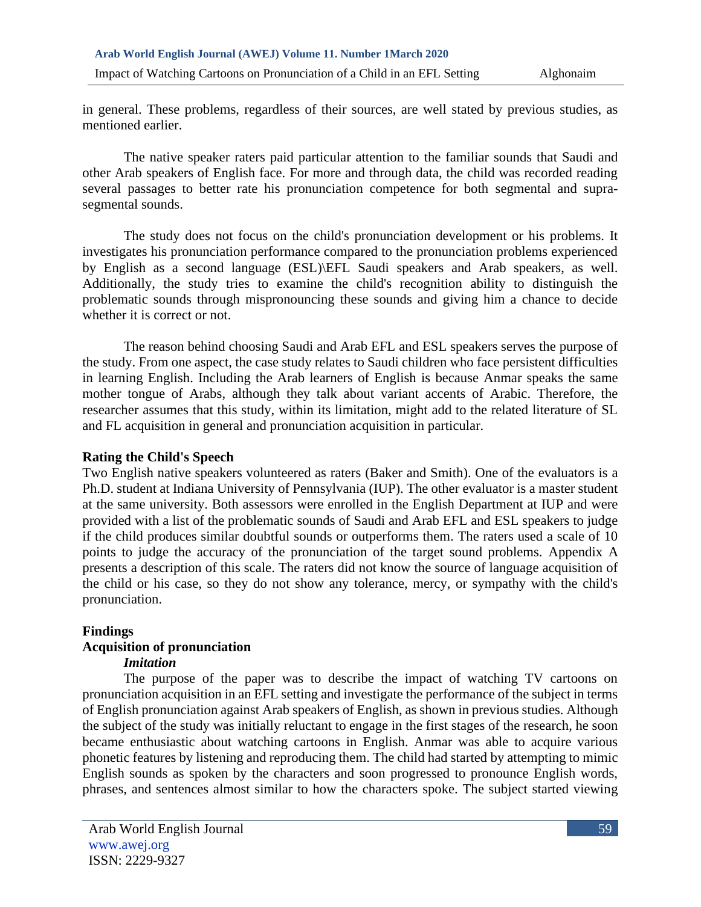in general. These problems, regardless of their sources, are well stated by previous studies, as mentioned earlier.

The native speaker raters paid particular attention to the familiar sounds that Saudi and other Arab speakers of English face. For more and through data, the child was recorded reading several passages to better rate his pronunciation competence for both segmental and supra-segmental sounds.

The study does not focus on the child's pronunciation development or his problems. It investigates his pronunciation performance compared to the pronunciation problems experienced by English as a second language (ESL)\EFL Saudi speakers and Arab speakers, as well. Additionally, the study tries to examine the child's recognition ability to distinguish the problematic sounds through mispronouncing these sounds and giving him a chance to decide whether it is correct or not.

The reason behind choosing Saudi and Arab EFL and ESL speakers serves the purpose of the study. From one aspect, the case study relates to Saudi children who face persistent difficulties in learning English. Including the Arab learners of English is because Anmar speaks the same mother tongue of Arabs, although they talk about variant accents of Arabic. Therefore, the researcher assumes that this study, within its limitation, might add to the related literature of SL and FL acquisition in general and pronunciation acquisition in particular.

**Rating the Child's Speech**

Two English native speakers volunteered as raters (Baker and Smith). One of the evaluators is a Ph.D. student at Indiana University of Pennsylvania (IUP). The other evaluator is a master student at the same university. Both assessors were enrolled in the English Department at IUP and were provided with a list of the problematic sounds of Saudi and Arab EFL and ESL speakers to judge if the child produces similar doubtful sounds or outperforms them. The raters used a scale of 10 points to judge the accuracy of the pronunciation of the target sound problems. Appendix A presents a description of this scale. The raters did not know the source of language acquisition of the child or his case, so they do not show any tolerance, mercy, or sympathy with the child's pronunciation.

**Findings**

**Acquisition of pronunciation**

***Imitation***

The purpose of the paper was to describe the impact of watching TV cartoons on pronunciation acquisition in an EFL setting and investigate the performance of the subject in terms of English pronunciation against Arab speakers of English, as shown in previous studies. Although the subject of the study was initially reluctant to engage in the first stages of the research, he soon became enthusiastic about watching cartoons in English. Anmar was able to acquire various phonetic features by listening and reproducing them. The child had started by attempting to mimic English sounds as spoken by the characters and soon progressed to pronounce English words, phrases, and sentences almost similar to how the characters spoke. The subject started viewing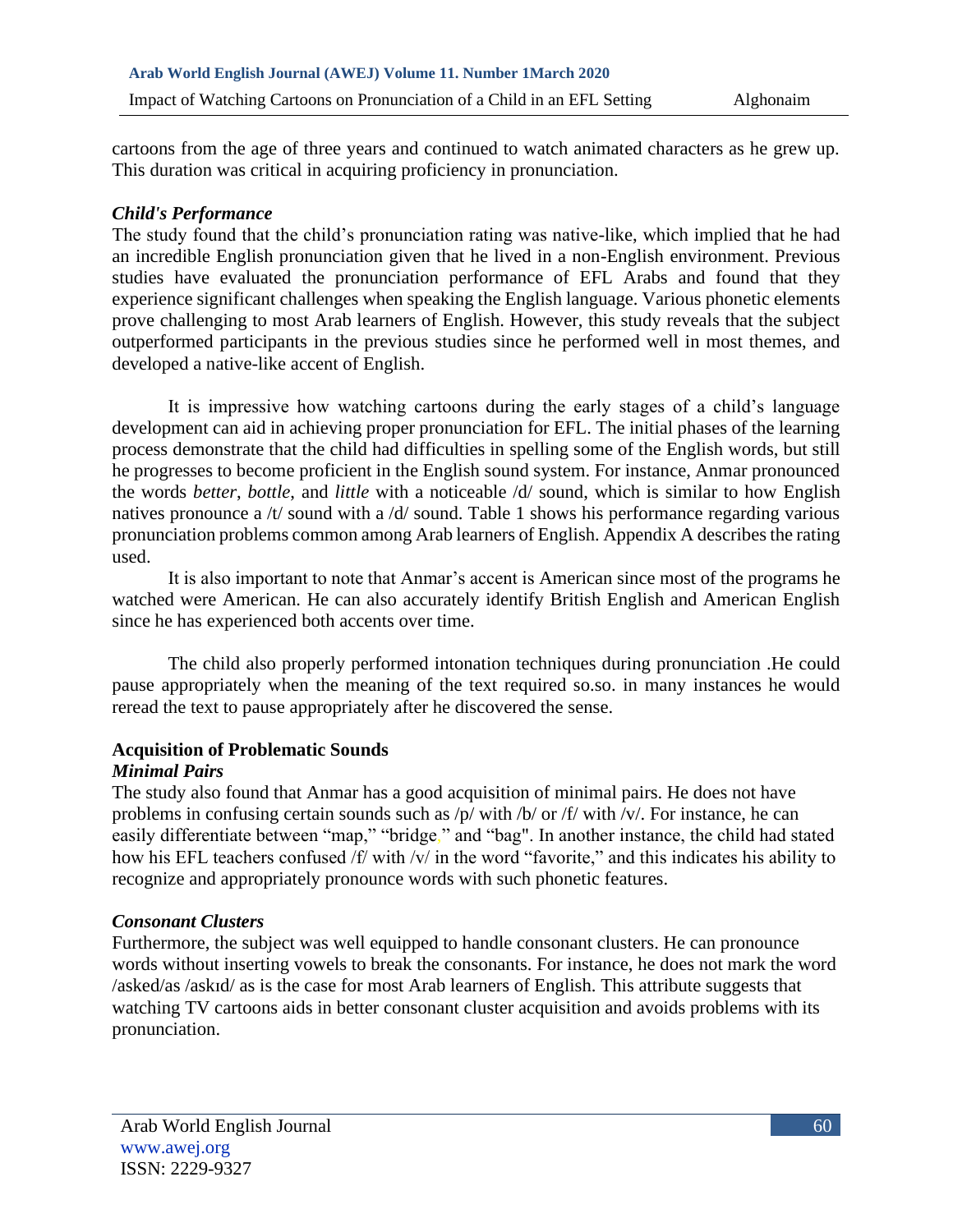cartoons from the age of three years and continued to watch animated characters as he grew up. This duration was critical in acquiring proficiency in pronunciation.

### *Child's Performance*

The study found that the child's pronunciation rating was native-like, which implied that he had an incredible English pronunciation given that he lived in a non-English environment. Previous studies have evaluated the pronunciation performance of EFL Arabs and found that they experience significant challenges when speaking the English language. Various phonetic elements prove challenging to most Arab learners of English. However, this study reveals that the subject outperformed participants in the previous studies since he performed well in most themes, and developed a native-like accent of English.

It is impressive how watching cartoons during the early stages of a child's language development can aid in achieving proper pronunciation for EFL. The initial phases of the learning process demonstrate that the child had difficulties in spelling some of the English words, but still he progresses to become proficient in the English sound system. For instance, Anmar pronounced the words *better*, *bottle*, and *little* with a noticeable /d/ sound, which is similar to how English natives pronounce a /t/ sound with a /d/ sound. Table 1 shows his performance regarding various pronunciation problems common among Arab learners of English. Appendix A describes the rating used.

It is also important to note that Anmar's accent is American since most of the programs he watched were American. He can also accurately identify British English and American English since he has experienced both accents over time.

The child also properly performed intonation techniques during pronunciation .He could pause appropriately when the meaning of the text required so.so. in many instances he would reread the text to pause appropriately after he discovered the sense.

## **Acquisition of Problematic Sounds**

### *Minimal Pairs*

The study also found that Anmar has a good acquisition of minimal pairs. He does not have problems in confusing certain sounds such as /p/ with /b/ or /f/ with /v/. For instance, he can easily differentiate between "map," "bridge," and "bag". In another instance, the child had stated how his EFL teachers confused /f/ with /v/ in the word "favorite," and this indicates his ability to recognize and appropriately pronounce words with such phonetic features.

### *Consonant Clusters*

Furthermore, the subject was well equipped to handle consonant clusters. He can pronounce words without inserting vowels to break the consonants. For instance, he does not mark the word /asked/as /askɪd/ as is the case for most Arab learners of English. This attribute suggests that watching TV cartoons aids in better consonant cluster acquisition and avoids problems with its pronunciation.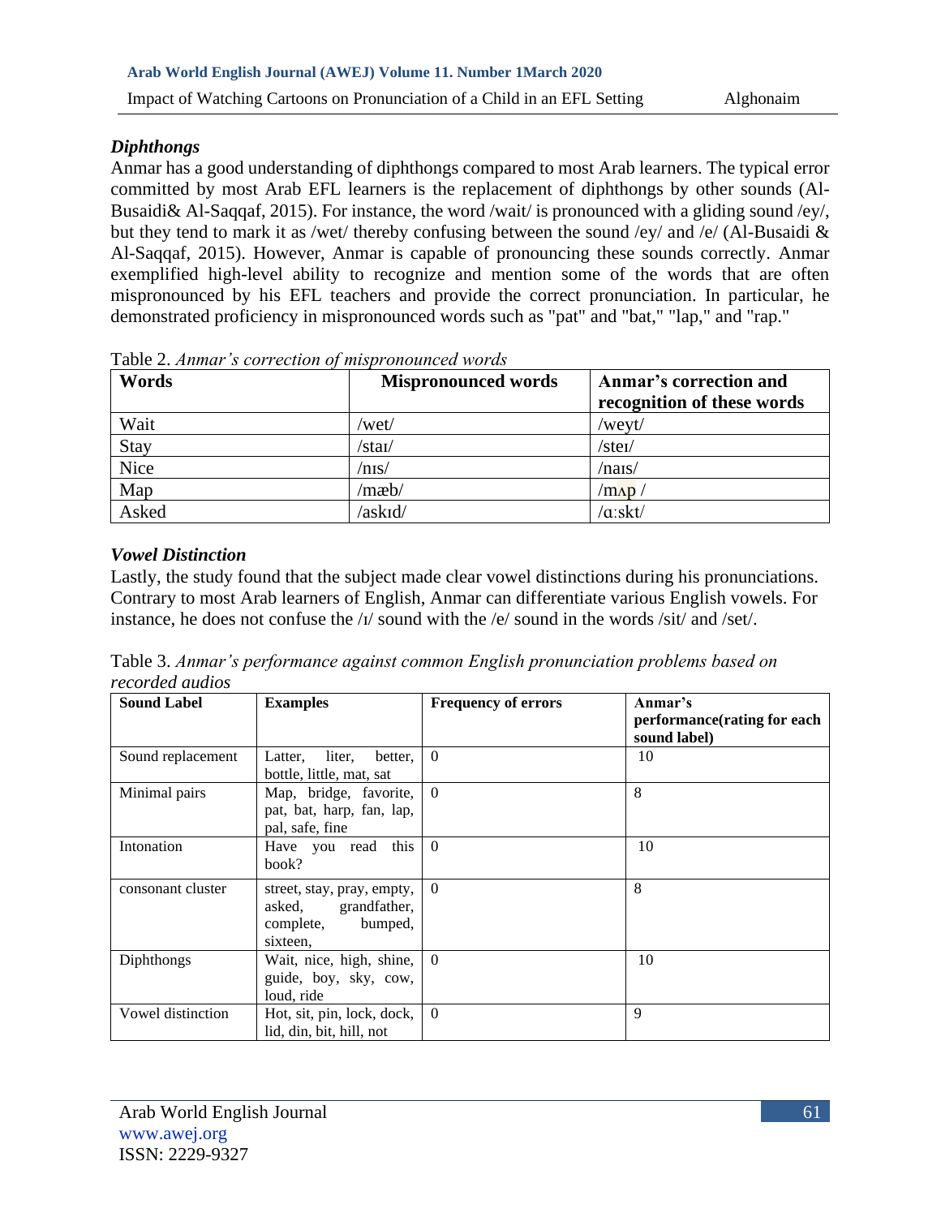### *Diphthongs*

Anmar has a good understanding of diphthongs compared to most Arab learners. The typical error committed by most Arab EFL learners is the replacement of diphthongs by other sounds (Al-Busaidi& Al-Saqqaf, 2015). For instance, the word /wait/ is pronounced with a gliding sound /ey/, but they tend to mark it as /wet/ thereby confusing between the sound /ey/ and /e/ (Al-Busaidi & Al-Saqqaf, 2015). However, Anmar is capable of pronouncing these sounds correctly. Anmar exemplified high-level ability to recognize and mention some of the words that are often mispronounced by his EFL teachers and provide the correct pronunciation. In particular, he demonstrated proficiency in mispronounced words such as "pat" and "bat," "lap," and "rap."

Table 2. *Anmar's correction of mispronounced words*

| Words | Mispronounced words | Anmar's correction and recognition of these words |
|---|---|---|
| Wait | /wet/ | /weyt/ |
| Stay | /staɪ/ | /steɪ/ |
| Nice | /nɪs/ | /naɪs/ |
| Map | /mæb/ | /mʌp / |
| Asked | /askɪd/ | /ɑːskt/ |

### *Vowel Distinction*

Lastly, the study found that the subject made clear vowel distinctions during his pronunciations. Contrary to most Arab learners of English, Anmar can differentiate various English vowels. For instance, he does not confuse the /ɪ/ sound with the /e/ sound in the words /sit/ and /set/.

Table 3. *Anmar's performance against common English pronunciation problems based on recorded audios*

| Sound Label | Examples | Frequency of errors | Anmar's performance(rating for each sound label) |
|---|---|---|---|
| Sound replacement | Latter, liter, better, bottle, little, mat, sat | 0 | 10 |
| Minimal pairs | Map, bridge, favorite, pat, bat, harp, fan, lap, pal, safe, fine | 0 | 8 |
| Intonation | Have you read this book? | 0 | 10 |
| consonant cluster | street, stay, pray, empty, asked, grandfather, complete, bumped, sixteen, | 0 | 8 |
| Diphthongs | Wait, nice, high, shine, guide, boy, sky, cow, loud, ride | 0 | 10 |
| Vowel distinction | Hot, sit, pin, lock, dock, lid, din, bit, hill, not | 0 | 9 |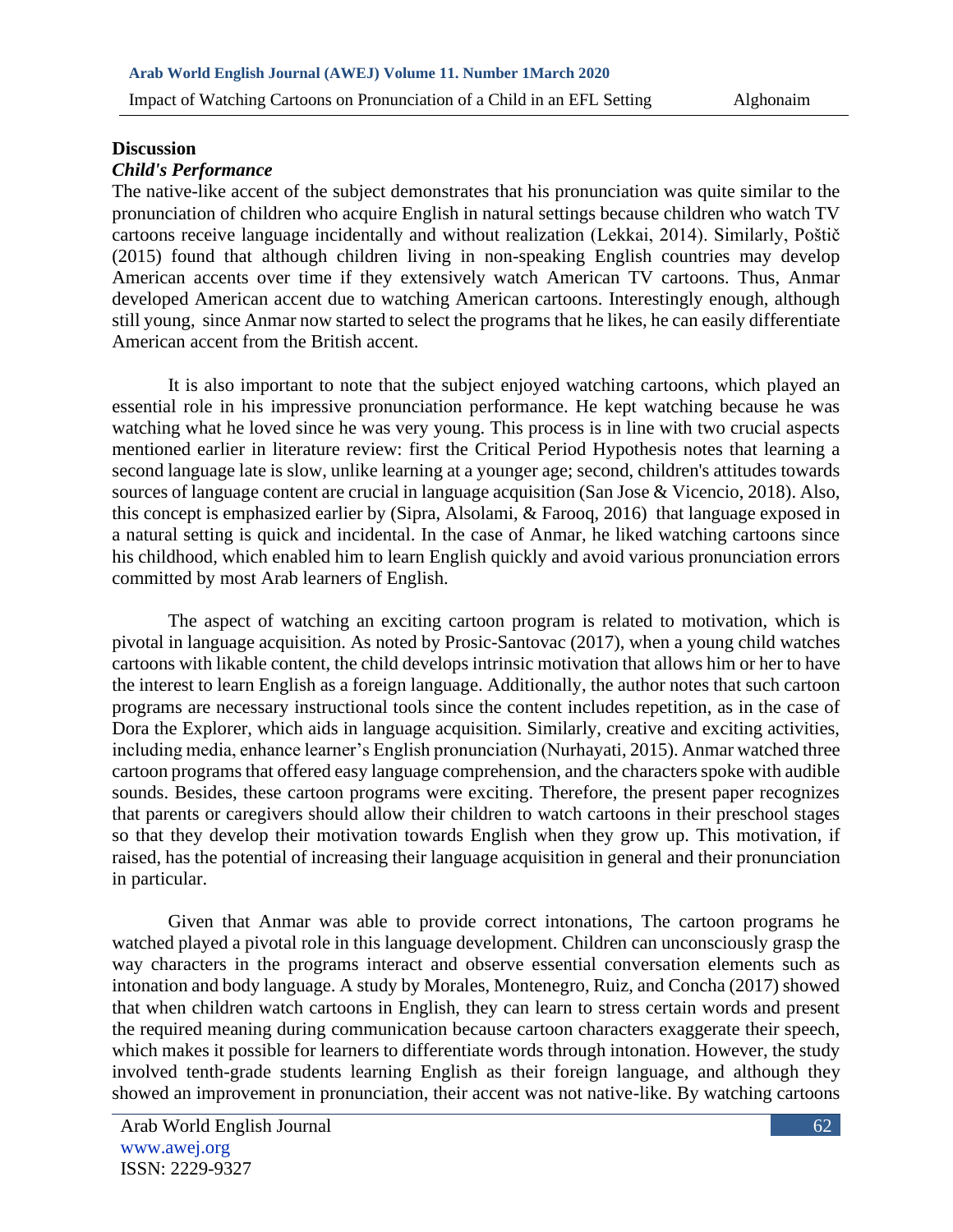## Discussion

### *Child's Performance*

The native-like accent of the subject demonstrates that his pronunciation was quite similar to the pronunciation of children who acquire English in natural settings because children who watch TV cartoons receive language incidentally and without realization (Lekkai, 2014). Similarly, Poštič (2015) found that although children living in non-speaking English countries may develop American accents over time if they extensively watch American TV cartoons. Thus, Anmar developed American accent due to watching American cartoons. Interestingly enough, although still young, since Anmar now started to select the programs that he likes, he can easily differentiate American accent from the British accent.

It is also important to note that the subject enjoyed watching cartoons, which played an essential role in his impressive pronunciation performance. He kept watching because he was watching what he loved since he was very young. This process is in line with two crucial aspects mentioned earlier in literature review: first the Critical Period Hypothesis notes that learning a second language late is slow, unlike learning at a younger age; second, children's attitudes towards sources of language content are crucial in language acquisition (San Jose & Vicencio, 2018). Also, this concept is emphasized earlier by (Sipra, Alsolami, & Farooq, 2016) that language exposed in a natural setting is quick and incidental. In the case of Anmar, he liked watching cartoons since his childhood, which enabled him to learn English quickly and avoid various pronunciation errors committed by most Arab learners of English.

The aspect of watching an exciting cartoon program is related to motivation, which is pivotal in language acquisition. As noted by Prosic-Santovac (2017), when a young child watches cartoons with likable content, the child develops intrinsic motivation that allows him or her to have the interest to learn English as a foreign language. Additionally, the author notes that such cartoon programs are necessary instructional tools since the content includes repetition, as in the case of Dora the Explorer, which aids in language acquisition. Similarly, creative and exciting activities, including media, enhance learner's English pronunciation (Nurhayati, 2015). Anmar watched three cartoon programs that offered easy language comprehension, and the characters spoke with audible sounds. Besides, these cartoon programs were exciting. Therefore, the present paper recognizes that parents or caregivers should allow their children to watch cartoons in their preschool stages so that they develop their motivation towards English when they grow up. This motivation, if raised, has the potential of increasing their language acquisition in general and their pronunciation in particular.

Given that Anmar was able to provide correct intonations, The cartoon programs he watched played a pivotal role in this language development. Children can unconsciously grasp the way characters in the programs interact and observe essential conversation elements such as intonation and body language. A study by Morales, Montenegro, Ruiz, and Concha (2017) showed that when children watch cartoons in English, they can learn to stress certain words and present the required meaning during communication because cartoon characters exaggerate their speech, which makes it possible for learners to differentiate words through intonation. However, the study involved tenth-grade students learning English as their foreign language, and although they showed an improvement in pronunciation, their accent was not native-like. By watching cartoons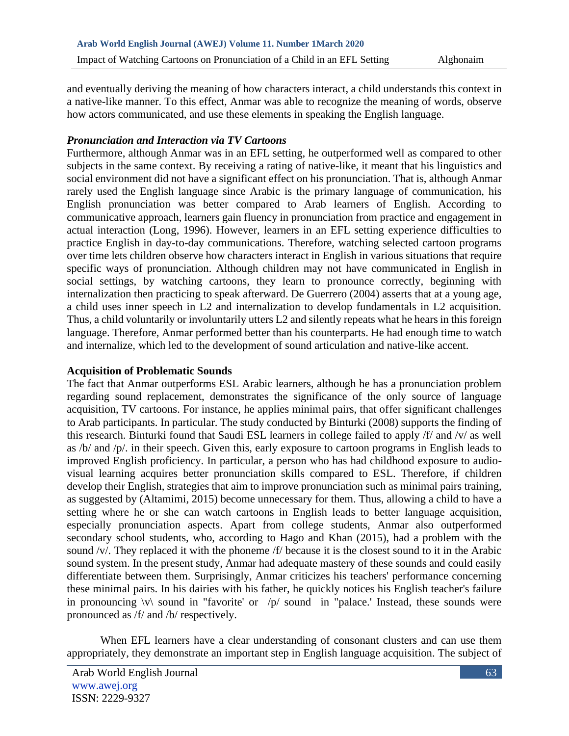and eventually deriving the meaning of how characters interact, a child understands this context in a native-like manner. To this effect, Anmar was able to recognize the meaning of words, observe how actors communicated, and use these elements in speaking the English language.

***Pronunciation and Interaction via TV Cartoons***

Furthermore, although Anmar was in an EFL setting, he outperformed well as compared to other subjects in the same context. By receiving a rating of native-like, it meant that his linguistics and social environment did not have a significant effect on his pronunciation. That is, although Anmar rarely used the English language since Arabic is the primary language of communication, his English pronunciation was better compared to Arab learners of English. According to communicative approach, learners gain fluency in pronunciation from practice and engagement in actual interaction (Long, 1996). However, learners in an EFL setting experience difficulties to practice English in day-to-day communications. Therefore, watching selected cartoon programs over time lets children observe how characters interact in English in various situations that require specific ways of pronunciation. Although children may not have communicated in English in social settings, by watching cartoons, they learn to pronounce correctly, beginning with internalization then practicing to speak afterward. De Guerrero (2004) asserts that at a young age, a child uses inner speech in L2 and internalization to develop fundamentals in L2 acquisition. Thus, a child voluntarily or involuntarily utters L2 and silently repeats what he hears in this foreign language. Therefore, Anmar performed better than his counterparts. He had enough time to watch and internalize, which led to the development of sound articulation and native-like accent.

**Acquisition of Problematic Sounds**

The fact that Anmar outperforms ESL Arabic learners, although he has a pronunciation problem regarding sound replacement, demonstrates the significance of the only source of language acquisition, TV cartoons. For instance, he applies minimal pairs, that offer significant challenges to Arab participants. In particular. The study conducted by Binturki (2008) supports the finding of this research. Binturki found that Saudi ESL learners in college failed to apply /f/ and /v/ as well as /b/ and /p/. in their speech. Given this, early exposure to cartoon programs in English leads to improved English proficiency. In particular, a person who has had childhood exposure to audio-visual learning acquires better pronunciation skills compared to ESL. Therefore, if children develop their English, strategies that aim to improve pronunciation such as minimal pairs training, as suggested by (Altamimi, 2015) become unnecessary for them. Thus, allowing a child to have a setting where he or she can watch cartoons in English leads to better language acquisition, especially pronunciation aspects. Apart from college students, Anmar also outperformed secondary school students, who, according to Hago and Khan (2015), had a problem with the sound /v/. They replaced it with the phoneme /f/ because it is the closest sound to it in the Arabic sound system. In the present study, Anmar had adequate mastery of these sounds and could easily differentiate between them. Surprisingly, Anmar criticizes his teachers' performance concerning these minimal pairs. In his dairies with his father, he quickly notices his English teacher's failure in pronouncing \v\ sound in "favorite' or /p/ sound in "palace.' Instead, these sounds were pronounced as /f/ and /b/ respectively.

When EFL learners have a clear understanding of consonant clusters and can use them appropriately, they demonstrate an important step in English language acquisition. The subject of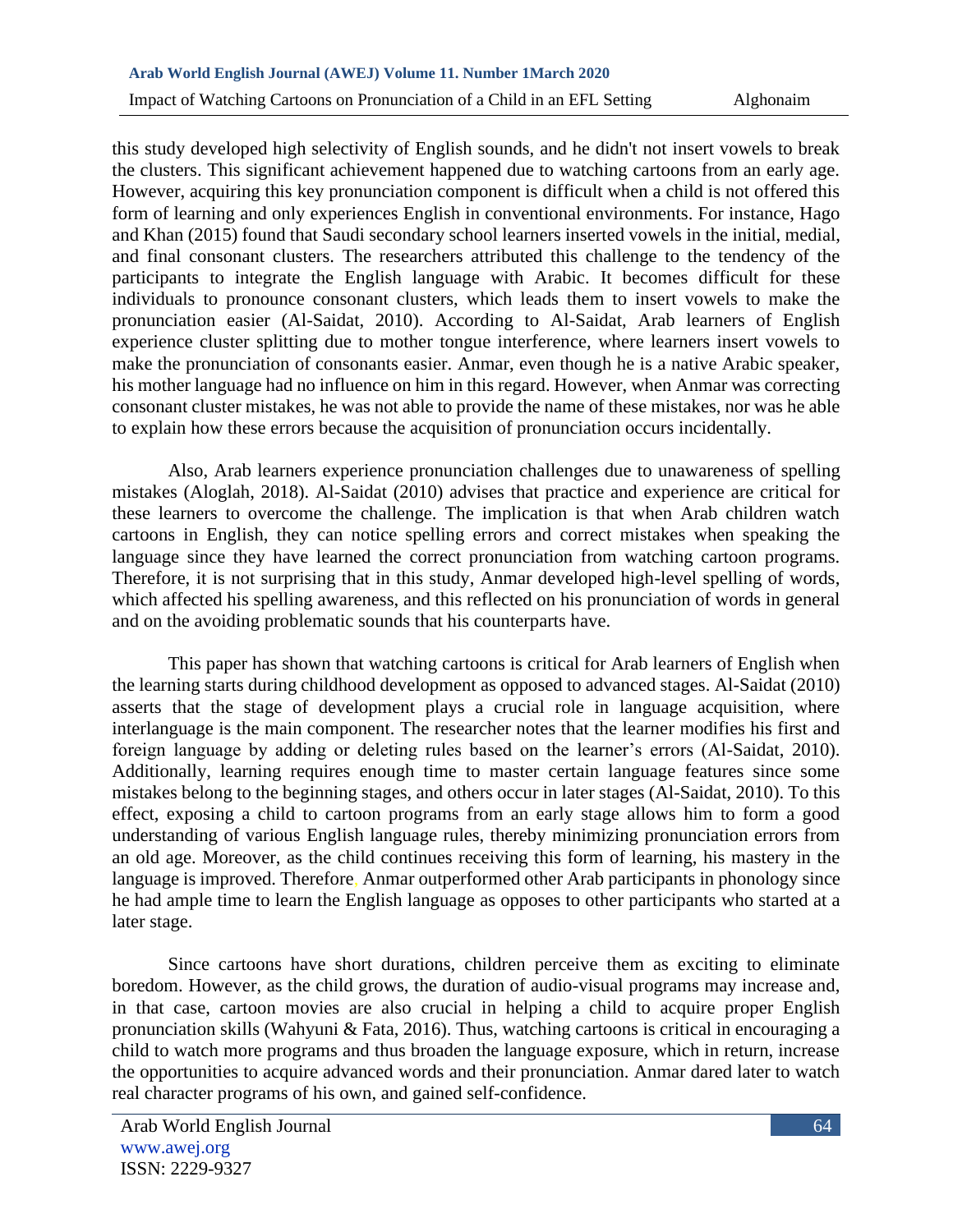this study developed high selectivity of English sounds, and he didn't not insert vowels to break the clusters. This significant achievement happened due to watching cartoons from an early age. However, acquiring this key pronunciation component is difficult when a child is not offered this form of learning and only experiences English in conventional environments. For instance, Hago and Khan (2015) found that Saudi secondary school learners inserted vowels in the initial, medial, and final consonant clusters. The researchers attributed this challenge to the tendency of the participants to integrate the English language with Arabic. It becomes difficult for these individuals to pronounce consonant clusters, which leads them to insert vowels to make the pronunciation easier (Al-Saidat, 2010). According to Al-Saidat, Arab learners of English experience cluster splitting due to mother tongue interference, where learners insert vowels to make the pronunciation of consonants easier. Anmar, even though he is a native Arabic speaker, his mother language had no influence on him in this regard. However, when Anmar was correcting consonant cluster mistakes, he was not able to provide the name of these mistakes, nor was he able to explain how these errors because the acquisition of pronunciation occurs incidentally.

Also, Arab learners experience pronunciation challenges due to unawareness of spelling mistakes (Aloglah, 2018). Al-Saidat (2010) advises that practice and experience are critical for these learners to overcome the challenge. The implication is that when Arab children watch cartoons in English, they can notice spelling errors and correct mistakes when speaking the language since they have learned the correct pronunciation from watching cartoon programs. Therefore, it is not surprising that in this study, Anmar developed high-level spelling of words, which affected his spelling awareness, and this reflected on his pronunciation of words in general and on the avoiding problematic sounds that his counterparts have.

This paper has shown that watching cartoons is critical for Arab learners of English when the learning starts during childhood development as opposed to advanced stages. Al-Saidat (2010) asserts that the stage of development plays a crucial role in language acquisition, where interlanguage is the main component. The researcher notes that the learner modifies his first and foreign language by adding or deleting rules based on the learner's errors (Al-Saidat, 2010). Additionally, learning requires enough time to master certain language features since some mistakes belong to the beginning stages, and others occur in later stages (Al-Saidat, 2010). To this effect, exposing a child to cartoon programs from an early stage allows him to form a good understanding of various English language rules, thereby minimizing pronunciation errors from an old age. Moreover, as the child continues receiving this form of learning, his mastery in the language is improved. Therefore, Anmar outperformed other Arab participants in phonology since he had ample time to learn the English language as opposes to other participants who started at a later stage.

Since cartoons have short durations, children perceive them as exciting to eliminate boredom. However, as the child grows, the duration of audio-visual programs may increase and, in that case, cartoon movies are also crucial in helping a child to acquire proper English pronunciation skills (Wahyuni & Fata, 2016). Thus, watching cartoons is critical in encouraging a child to watch more programs and thus broaden the language exposure, which in return, increase the opportunities to acquire advanced words and their pronunciation. Anmar dared later to watch real character programs of his own, and gained self-confidence.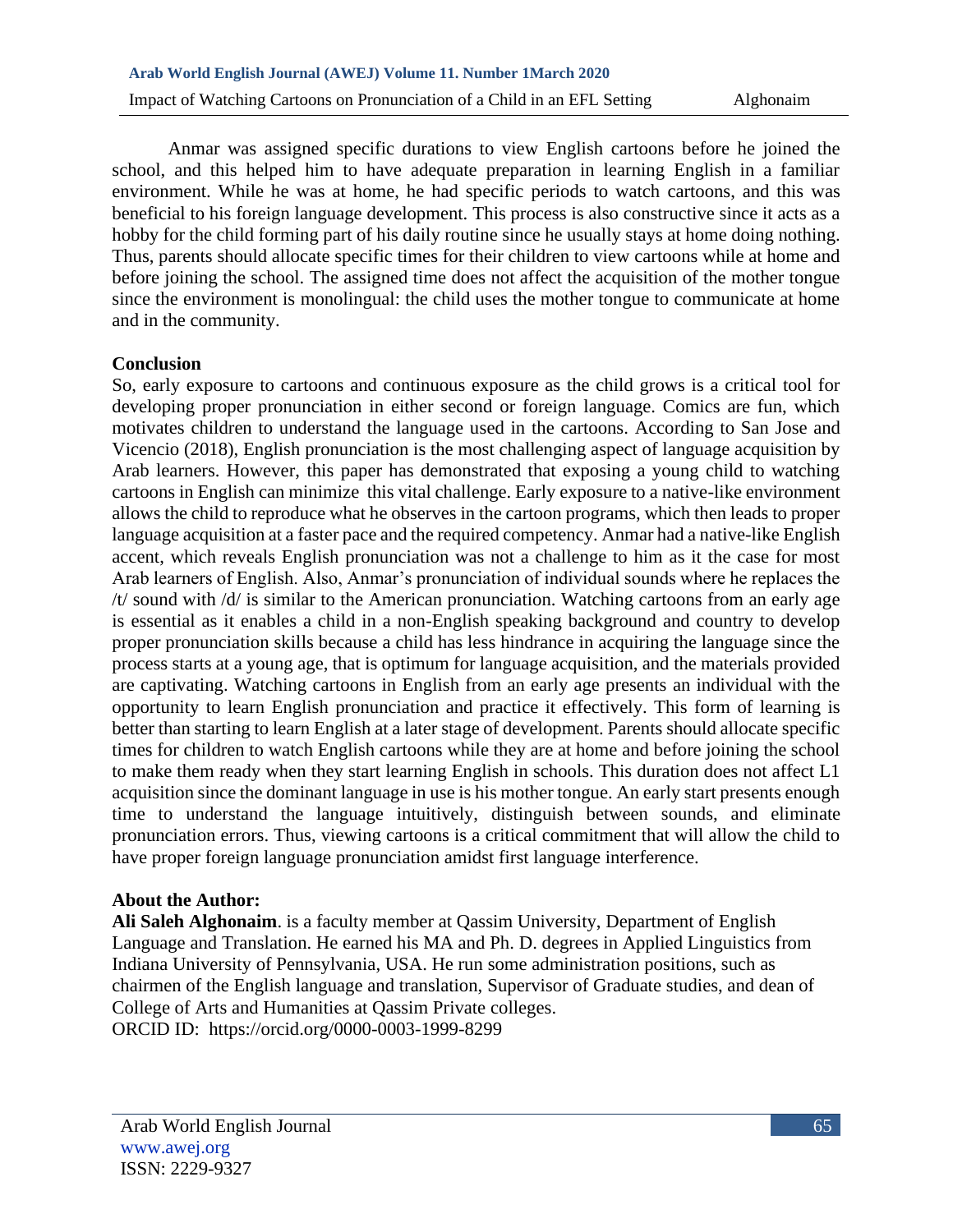Anmar was assigned specific durations to view English cartoons before he joined the school, and this helped him to have adequate preparation in learning English in a familiar environment. While he was at home, he had specific periods to watch cartoons, and this was beneficial to his foreign language development. This process is also constructive since it acts as a hobby for the child forming part of his daily routine since he usually stays at home doing nothing. Thus, parents should allocate specific times for their children to view cartoons while at home and before joining the school. The assigned time does not affect the acquisition of the mother tongue since the environment is monolingual: the child uses the mother tongue to communicate at home and in the community.

## Conclusion

So, early exposure to cartoons and continuous exposure as the child grows is a critical tool for developing proper pronunciation in either second or foreign language. Comics are fun, which motivates children to understand the language used in the cartoons. According to San Jose and Vicencio (2018), English pronunciation is the most challenging aspect of language acquisition by Arab learners. However, this paper has demonstrated that exposing a young child to watching cartoons in English can minimize this vital challenge. Early exposure to a native-like environment allows the child to reproduce what he observes in the cartoon programs, which then leads to proper language acquisition at a faster pace and the required competency. Anmar had a native-like English accent, which reveals English pronunciation was not a challenge to him as it the case for most Arab learners of English. Also, Anmar's pronunciation of individual sounds where he replaces the /t/ sound with /d/ is similar to the American pronunciation. Watching cartoons from an early age is essential as it enables a child in a non-English speaking background and country to develop proper pronunciation skills because a child has less hindrance in acquiring the language since the process starts at a young age, that is optimum for language acquisition, and the materials provided are captivating. Watching cartoons in English from an early age presents an individual with the opportunity to learn English pronunciation and practice it effectively. This form of learning is better than starting to learn English at a later stage of development. Parents should allocate specific times for children to watch English cartoons while they are at home and before joining the school to make them ready when they start learning English in schools. This duration does not affect L1 acquisition since the dominant language in use is his mother tongue. An early start presents enough time to understand the language intuitively, distinguish between sounds, and eliminate pronunciation errors. Thus, viewing cartoons is a critical commitment that will allow the child to have proper foreign language pronunciation amidst first language interference.

## About the Author:

**Ali Saleh Alghonaim**. is a faculty member at Qassim University, Department of English Language and Translation. He earned his MA and Ph. D. degrees in Applied Linguistics from Indiana University of Pennsylvania, USA. He run some administration positions, such as chairmen of the English language and translation, Supervisor of Graduate studies, and dean of College of Arts and Humanities at Qassim Private colleges.
ORCID ID: https://orcid.org/0000-0003-1999-8299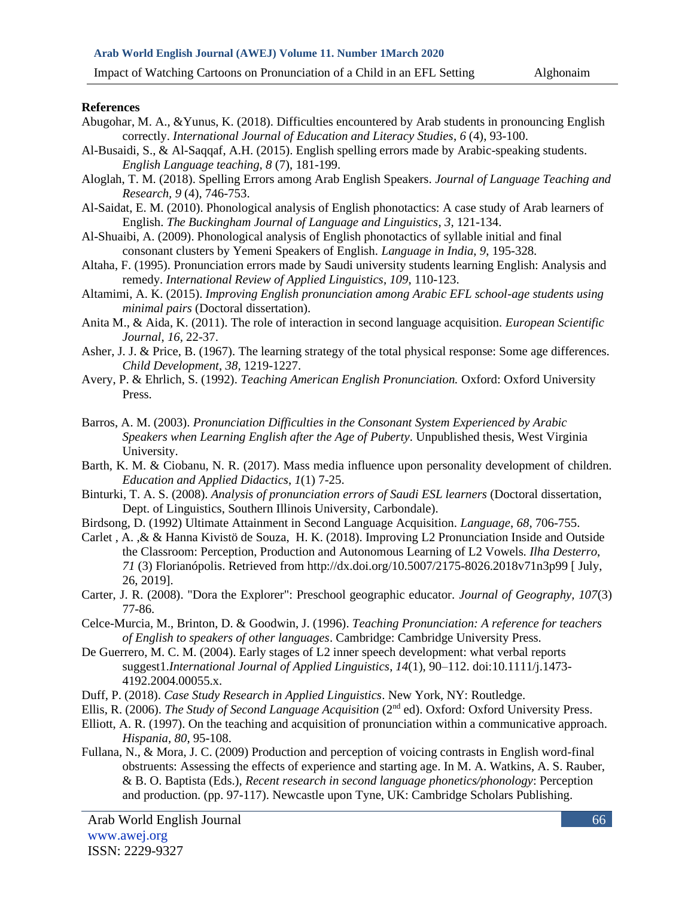**References**

Abugohar, M. A., &Yunus, K. (2018). Difficulties encountered by Arab students in pronouncing English correctly. *International Journal of Education and Literacy Studies*, *6* (4), 93-100.

Al-Busaidi, S., & Al-Saqqaf, A.H. (2015). English spelling errors made by Arabic-speaking students. *English Language teaching, 8* (7), 181-199.

Aloglah, T. M. (2018). Spelling Errors among Arab English Speakers. *Journal of Language Teaching and Research, 9* (4), 746-753.

Al-Saidat, E. M. (2010). Phonological analysis of English phonotactics: A case study of Arab learners of English. *The Buckingham Journal of Language and Linguistics*, *3*, 121-134.

Al-Shuaibi, A. (2009). Phonological analysis of English phonotactics of syllable initial and final consonant clusters by Yemeni Speakers of English. *Language in India*, *9*, 195-328.

Altaha, F. (1995). Pronunciation errors made by Saudi university students learning English: Analysis and remedy. *International Review of Applied Linguistics*, *109*, 110-123.

Altamimi, A. K. (2015). *Improving English pronunciation among Arabic EFL school-age students using minimal pairs* (Doctoral dissertation).

Anita M., & Aida, K. (2011). The role of interaction in second language acquisition. *European Scientific Journal*, *16*, 22-37.

Asher, J. J. & Price, B. (1967). The learning strategy of the total physical response: Some age differences. *Child Development*, *38*, 1219-1227.

Avery, P. & Ehrlich, S. (1992). *Teaching American English Pronunciation.* Oxford: Oxford University Press.

Barros, A. M. (2003). *Pronunciation Difficulties in the Consonant System Experienced by Arabic Speakers when Learning English after the Age of Puberty*. Unpublished thesis, West Virginia University.

Barth, K. M. & Ciobanu, N. R. (2017). Mass media influence upon personality development of children. *Education and Applied Didactics*, *1*(1) 7-25.

Binturki, T. A. S. (2008). *Analysis of pronunciation errors of Saudi ESL learners* (Doctoral dissertation, Dept. of Linguistics, Southern Illinois University, Carbondale).

Birdsong, D. (1992) Ultimate Attainment in Second Language Acquisition. *Language*, *68*, 706-755.

Carlet , A. ,& & Hanna Kivistö de Souza, H. K. (2018). Improving L2 Pronunciation Inside and Outside the Classroom: Perception, Production and Autonomous Learning of L2 Vowels. *Ilha Desterro*, *71* (3) Florianópolis. Retrieved from http://dx.doi.org/10.5007/2175-8026.2018v71n3p99 [ July, 26, 2019].

Carter, J. R. (2008). "Dora the Explorer": Preschool geographic educator. *Journal of Geography*, *107*(3) 77-86.

Celce-Murcia, M., Brinton, D. & Goodwin, J. (1996). *Teaching Pronunciation: A reference for teachers of English to speakers of other languages*. Cambridge: Cambridge University Press.

De Guerrero, M. C. M. (2004). Early stages of L2 inner speech development: what verbal reports suggest1.*International Journal of Applied Linguistics, 14*(1), 90–112. doi:10.1111/j.1473-4192.2004.00055.x.

Duff, P. (2018). *Case Study Research in Applied Linguistics*. New York, NY: Routledge.

Ellis, R. (2006). *The Study of Second Language Acquisition* (2nd ed). Oxford: Oxford University Press.

Elliott, A. R. (1997). On the teaching and acquisition of pronunciation within a communicative approach. *Hispania*, *80*, 95-108.

Fullana, N., & Mora, J. C. (2009) Production and perception of voicing contrasts in English word-final obstruents: Assessing the effects of experience and starting age. In M. A. Watkins, A. S. Rauber, & B. O. Baptista (Eds.), *Recent research in second language phonetics/phonology*: Perception and production. (pp. 97-117). Newcastle upon Tyne, UK: Cambridge Scholars Publishing.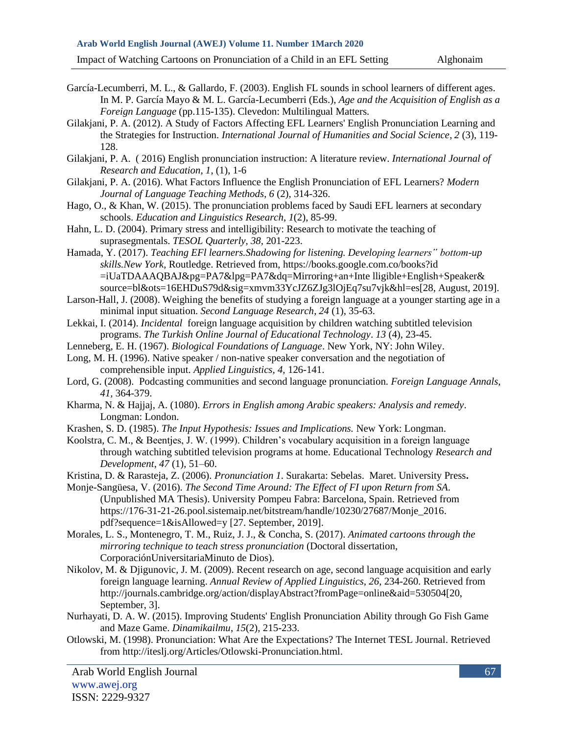García-Lecumberri, M. L., & Gallardo, F. (2003). English FL sounds in school learners of different ages. In M. P. García Mayo & M. L. García-Lecumberri (Eds.), *Age and the Acquisition of English as a Foreign Language* (pp.115-135). Clevedon: Multilingual Matters.

Gilakjani, P. A. (2012). A Study of Factors Affecting EFL Learners' English Pronunciation Learning and the Strategies for Instruction. *International Journal of Humanities and Social Science*, *2* (3), 119-128.

Gilakjani, P. A. ( 2016) English pronunciation instruction: A literature review. *International Journal of Research and Education, 1*, (1), 1-6

Gilakjani, P. A. (2016). What Factors Influence the English Pronunciation of EFL Learners? *Modern Journal of Language Teaching Methods*, *6* (2), 314-326.

Hago, O., & Khan, W. (2015). The pronunciation problems faced by Saudi EFL learners at secondary schools. *Education and Linguistics Research*, *1*(2), 85-99.

Hahn, L. D. (2004). Primary stress and intelligibility: Research to motivate the teaching of suprasegmentals. *TESOL Quarterly*, *38*, 201-223.

Hamada, Y. (2017). *Teaching EFl learners.Shadowing for listening. Developing learners" bottom-up skills.New York*, Routledge. Retrieved from, https://books.google.com.co/books?id =iUaTDAAAQBAJ&pg=PA7&lpg=PA7&dq=Mirroring+an+Inte lligible+English+Speaker& source=bl&ots=16EHDuS79d&sig=xmvm33YcJZ6ZJg3lOjEq7su7vjk&hl=es[28, August, 2019].

Larson-Hall, J. (2008). Weighing the benefits of studying a foreign language at a younger starting age in a minimal input situation. *Second Language Research*, *24* (1), 35-63.

Lekkai, I. (2014). *Incidental* foreign language acquisition by children watching subtitled television programs. *The Turkish Online Journal of Educational Technology*. *13* (4), 23-45.

Lenneberg, E. H. (1967). *Biological Foundations of Language*. New York, NY: John Wiley.

Long, M. H. (1996). Native speaker / non-native speaker conversation and the negotiation of comprehensible input. *Applied Linguistics, 4,* 126-141.

Lord, G. (2008). Podcasting communities and second language pronunciation. *Foreign Language Annals*, *41*, 364-379.

Kharma, N. & Hajjaj, A. (1080). *Errors in English among Arabic speakers: Analysis and remedy*. Longman: London.

Krashen, S. D. (1985). *The Input Hypothesis: Issues and Implications.* New York: Longman.

Koolstra, C. M., & Beentjes, J. W. (1999). Children's vocabulary acquisition in a foreign language through watching subtitled television programs at home. Educational Technology *Research and Development*, *47* (1), 51–60.

Kristina, D. & Rarasteja, Z. (2006). *Pronunciation 1*. Surakarta: Sebelas. Maret. University Press**.**

Monje-Sangüesa, V. (2016). *The Second Time Around: The Effect of FI upon Return from SA.* (Unpublished MA Thesis). University Pompeu Fabra: Barcelona, Spain. Retrieved from https://176-31-21-26.pool.sistemaip.net/bitstream/handle/10230/27687/Monje_2016. pdf?sequence=1&isAllowed=y [27. September, 2019].

Morales, L. S., Montenegro, T. M., Ruiz, J. J., & Concha, S. (2017). *Animated cartoons through the mirroring technique to teach stress pronunciation* (Doctoral dissertation, CorporaciónUniversitariaMinuto de Dios).

Nikolov, M. & Djigunovic, J. M. (2009). Recent research on age, second language acquisition and early foreign language learning. *Annual Review of Applied Linguistics, 26*, 234-260. Retrieved from http://journals.cambridge.org/action/displayAbstract?fromPage=online&aid=530504[20, September, 3].

Nurhayati, D. A. W. (2015). Improving Students' English Pronunciation Ability through Go Fish Game and Maze Game. *Dinamikailmu*, *15*(2), 215-233.

Otlowski, M. (1998). Pronunciation: What Are the Expectations? The Internet TESL Journal. Retrieved from http://iteslj.org/Articles/Otlowski-Pronunciation.html.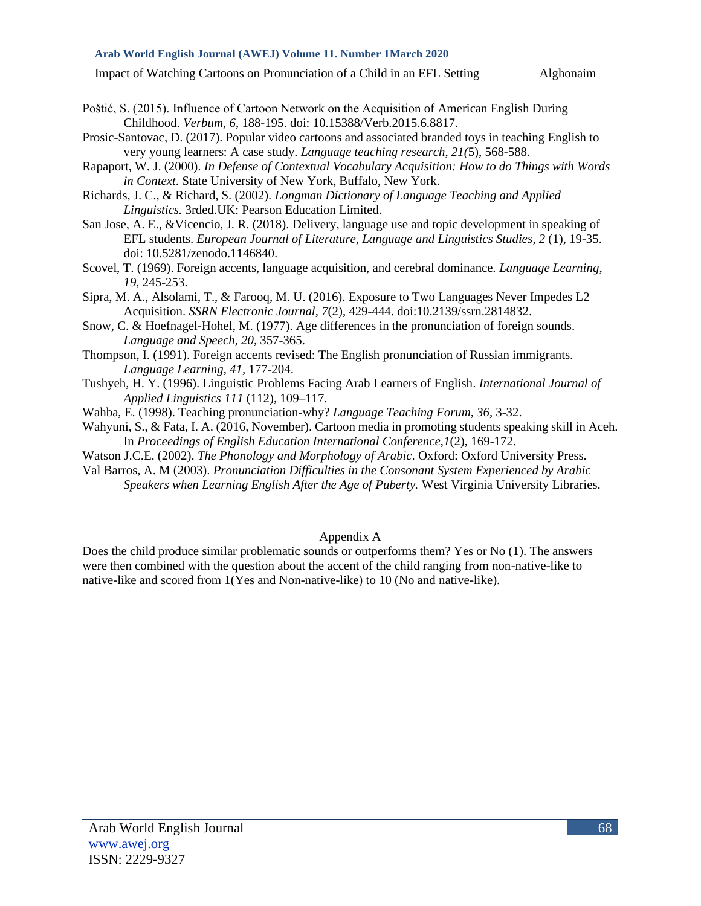Poštić, S. (2015). Influence of Cartoon Network on the Acquisition of American English During Childhood. *Verbum*, *6*, 188-195. doi: 10.15388/Verb.2015.6.8817.

Prosic-Santovac, D. (2017). Popular video cartoons and associated branded toys in teaching English to very young learners: A case study. *Language teaching research*, *21(*5), 568-588.

Rapaport, W. J. (2000). *In Defense of Contextual Vocabulary Acquisition: How to do Things with Words in Context*. State University of New York, Buffalo, New York.

Richards, J. C., & Richard, S. (2002). *Longman Dictionary of Language Teaching and Applied Linguistics.* 3rded.UK: Pearson Education Limited.

San Jose, A. E., &Vicencio, J. R. (2018). Delivery, language use and topic development in speaking of EFL students. *European Journal of Literature, Language and Linguistics Studies*, *2* (1), 19-35. doi: 10.5281/zenodo.1146840.

Scovel, T. (1969). Foreign accents, language acquisition, and cerebral dominance. *Language Learning*, *19*, 245-253.

Sipra, M. A., Alsolami, T., & Farooq, M. U. (2016). Exposure to Two Languages Never Impedes L2 Acquisition. *SSRN Electronic Journal*, *7*(2), 429-444. doi:10.2139/ssrn.2814832.

Snow, C. & Hoefnagel-Hohel, M. (1977). Age differences in the pronunciation of foreign sounds. *Language and Speech*, *20*, 357-365.

Thompson, I. (1991). Foreign accents revised: The English pronunciation of Russian immigrants. *Language Learning*, *41*, 177-204.

Tushyeh, H. Y. (1996). Linguistic Problems Facing Arab Learners of English. *International Journal of Applied Linguistics 111* (112), 109–117.

Wahba, E. (1998). Teaching pronunciation-why? *Language Teaching Forum*, *36*, 3-32.

Wahyuni, S., & Fata, I. A. (2016, November). Cartoon media in promoting students speaking skill in Aceh. In *Proceedings of English Education International Conference*,*1*(2), 169-172.

Watson J.C.E. (2002). *The Phonology and Morphology of Arabic*. Oxford: Oxford University Press.

Val Barros, A. M (2003). *Pronunciation Difficulties in the Consonant System Experienced by Arabic Speakers when Learning English After the Age of Puberty.* West Virginia University Libraries.

## Appendix A

Does the child produce similar problematic sounds or outperforms them? Yes or No (1). The answers were then combined with the question about the accent of the child ranging from non-native-like to native-like and scored from 1(Yes and Non-native-like) to 10 (No and native-like).